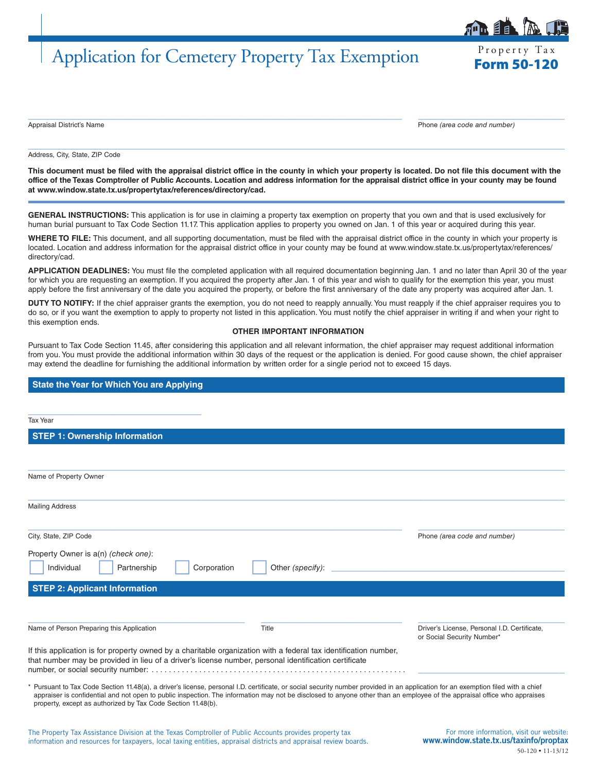# Application for Cemetery Property Tax Exemption

Property Tax
**Form 50-120**

______________________________ Appraisal District's Name

______________________________ Phone *(area code and number)*

______________________________ Address, City, State, ZIP Code

**This document must be filed with the appraisal district office in the county in which your property is located. Do not file this document with the office of the Texas Comptroller of Public Accounts. Location and address information for the appraisal district office in your county may be found at www.window.state.tx.us/propertytax/references/directory/cad.**

**GENERAL INSTRUCTIONS:** This application is for use in claiming a property tax exemption on property that you own and that is used exclusively for human burial pursuant to Tax Code Section 11.17. This application applies to property you owned on Jan. 1 of this year or acquired during this year.

**WHERE TO FILE:** This document, and all supporting documentation, must be filed with the appraisal district office in the county in which your property is located. Location and address information for the appraisal district office in your county may be found at www.window.state.tx.us/propertytax/references/directory/cad.

**APPLICATION DEADLINES:** You must file the completed application with all required documentation beginning Jan. 1 and no later than April 30 of the year for which you are requesting an exemption. If you acquired the property after Jan. 1 of this year and wish to qualify for the exemption this year, you must apply before the first anniversary of the date you acquired the property, or before the first anniversary of the date any property was acquired after Jan. 1.

**DUTY TO NOTIFY:** If the chief appraiser grants the exemption, you do not need to reapply annually. You must reapply if the chief appraiser requires you to do so, or if you want the exemption to apply to property not listed in this application. You must notify the chief appraiser in writing if and when your right to this exemption ends.

**OTHER IMPORTANT INFORMATION**

Pursuant to Tax Code Section 11.45, after considering this application and all relevant information, the chief appraiser may request additional information from you. You must provide the additional information within 30 days of the request or the application is denied. For good cause shown, the chief appraiser may extend the deadline for furnishing the additional information by written order for a single period not to exceed 15 days.

## State the Year for Which You are Applying

______________________________ Tax Year

## STEP 1: Ownership Information

______________________________ Name of Property Owner

______________________________ Mailing Address

______________________________ City, State, ZIP Code

______________________________ Phone *(area code and number)*

Property Owner is a(n) *(check one)*:

☐ Individual ☐ Partnership ☐ Corporation ☐ Other *(specify)*: ______________________________

## STEP 2: Applicant Information

______________________________ Name of Person Preparing this Application

______________________________ Title

______________________________ Driver's License, Personal I.D. Certificate, or Social Security Number*

If this application is for property owned by a charitable organization with a federal tax identification number, that number may be provided in lieu of a driver's license number, personal identification certificate number, or social security number: .......................................................... ______________________________

\* Pursuant to Tax Code Section 11.48(a), a driver's license, personal I.D. certificate, or social security number provided in an application for an exemption filed with a chief appraiser is confidential and not open to public inspection. The information may not be disclosed to anyone other than an employee of the appraisal office who appraises property, except as authorized by Tax Code Section 11.48(b).

The Property Tax Assistance Division at the Texas Comptroller of Public Accounts provides property tax information and resources for taxpayers, local taxing entities, appraisal districts and appraisal review boards.

For more information, visit our website:
**www.window.state.tx.us/taxinfo/proptax**

50-120 • 11-13/12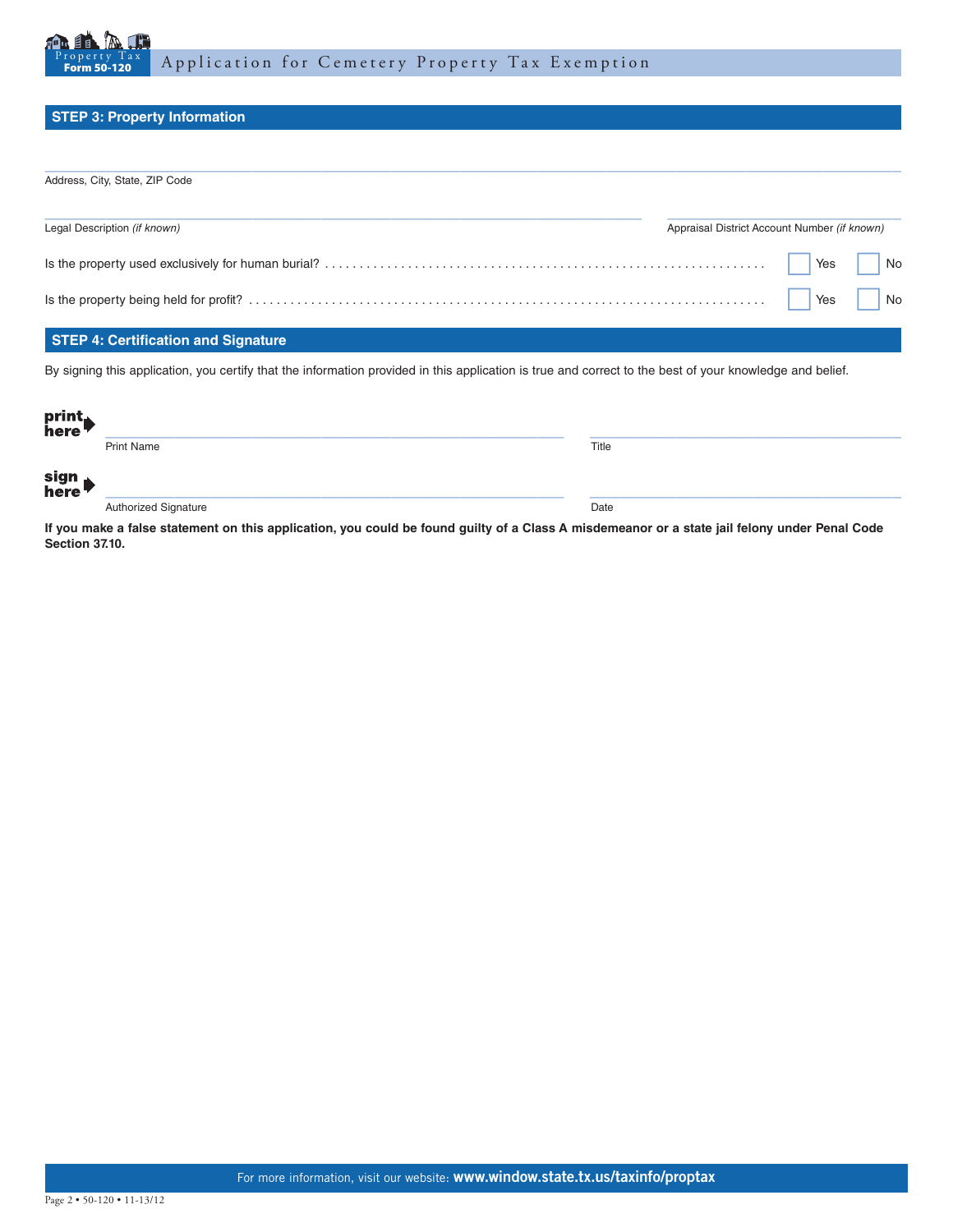## STEP 3: Property Information

Address, City, State, ZIP Code

Legal Description *(if known)*

Appraisal District Account Number *(if known)*

Is the property used exclusively for human burial? ☐ Yes ☐ No

Is the property being held for profit? ☐ Yes ☐ No

## STEP 4: Certification and Signature

By signing this application, you certify that the information provided in this application is true and correct to the best of your knowledge and belief.

**print here** ➡

Print Name

Title

**sign here** ➡

Authorized Signature

Date

**If you make a false statement on this application, you could be found guilty of a Class A misdemeanor or a state jail felony under Penal Code Section 37.10.**

For more information, visit our website: **www.window.state.tx.us/taxinfo/proptax**